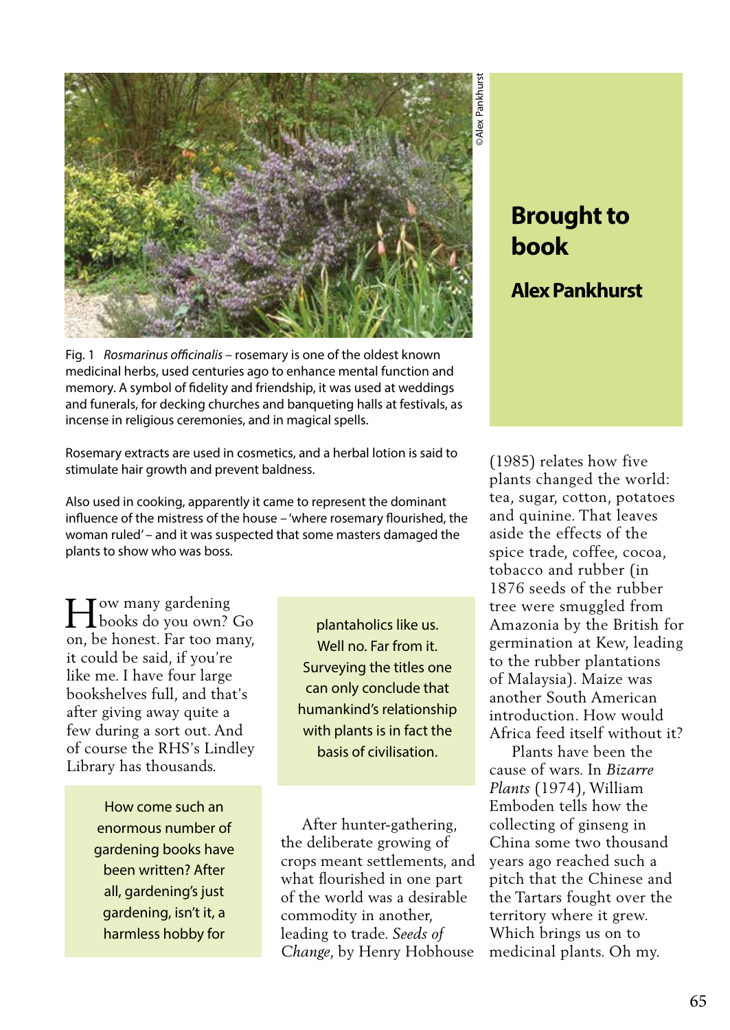# Brought to book

## Alex Pankhurst

©Alex Pankhurst

Fig. 1 *Rosmarinus officinalis* – rosemary is one of the oldest known medicinal herbs, used centuries ago to enhance mental function and memory. A symbol of fidelity and friendship, it was used at weddings and funerals, for decking churches and banqueting halls at festivals, as incense in religious ceremonies, and in magical spells.

Rosemary extracts are used in cosmetics, and a herbal lotion is said to stimulate hair growth and prevent baldness.

Also used in cooking, apparently it came to represent the dominant influence of the mistress of the house – 'where rosemary flourished, the woman ruled' – and it was suspected that some masters damaged the plants to show who was boss.

How many gardening books do you own? Go on, be honest. Far too many, it could be said, if you're like me. I have four large bookshelves full, and that's after giving away quite a few during a sort out. And of course the RHS's Lindley Library has thousands.

> How come such an enormous number of gardening books have been written? After all, gardening's just gardening, isn't it, a harmless hobby for plantaholics like us. Well no. Far from it. Surveying the titles one can only conclude that humankind's relationship with plants is in fact the basis of civilisation.

After hunter-gathering, the deliberate growing of crops meant settlements, and what flourished in one part of the world was a desirable commodity in another, leading to trade. *Seeds of Change*, by Henry Hobhouse (1985) relates how five plants changed the world: tea, sugar, cotton, potatoes and quinine. That leaves aside the effects of the spice trade, coffee, cocoa, tobacco and rubber (in 1876 seeds of the rubber tree were smuggled from Amazonia by the British for germination at Kew, leading to the rubber plantations of Malaysia). Maize was another South American introduction. How would Africa feed itself without it?

Plants have been the cause of wars. In *Bizarre Plants* (1974), William Emboden tells how the collecting of ginseng in China some two thousand years ago reached such a pitch that the Chinese and the Tartars fought over the territory where it grew. Which brings us on to medicinal plants. Oh my.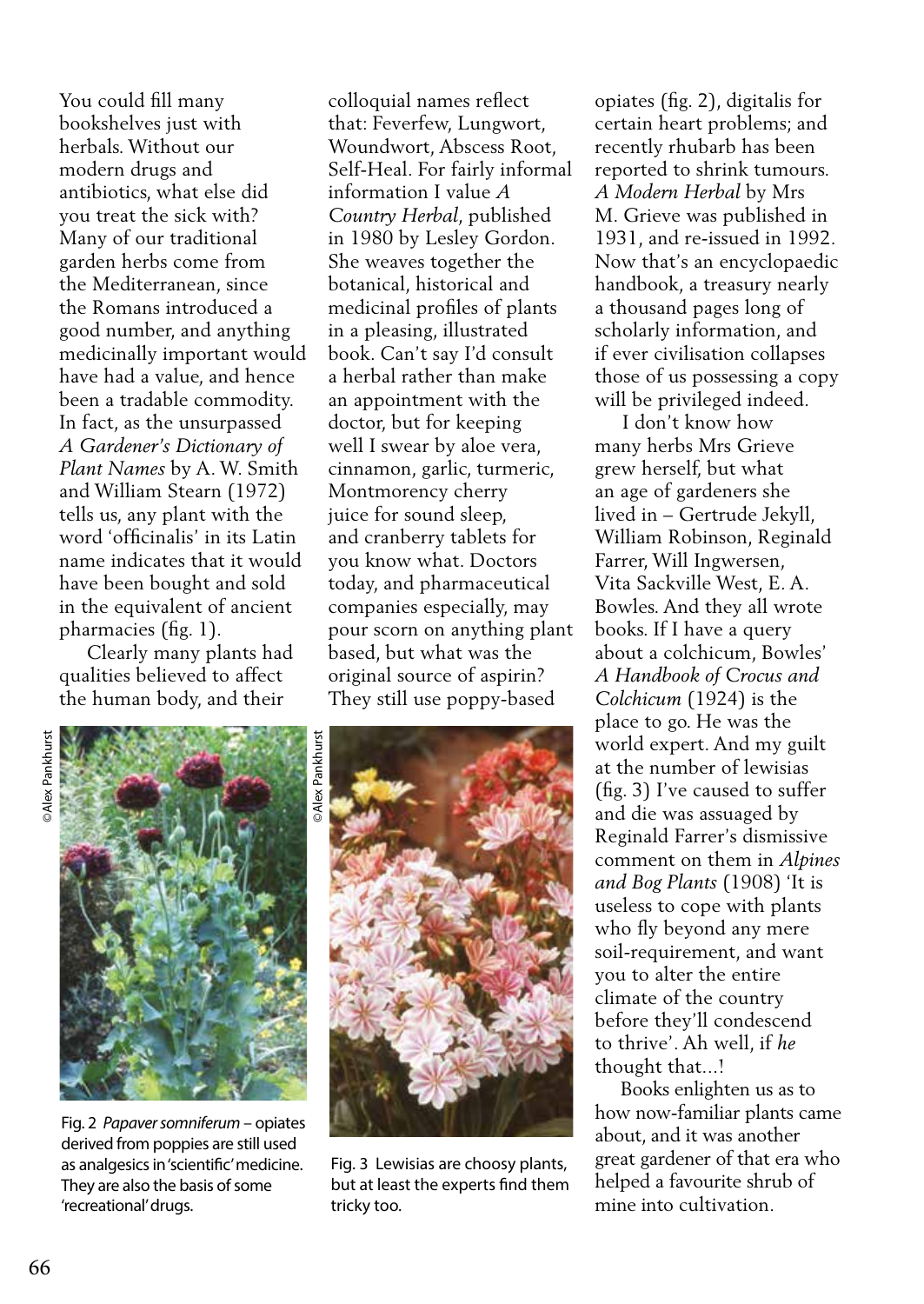You could fill many bookshelves just with herbals. Without our modern drugs and antibiotics, what else did you treat the sick with? Many of our traditional garden herbs come from the Mediterranean, since the Romans introduced a good number, and anything medicinally important would have had a value, and hence been a tradable commodity. In fact, as the unsurpassed *A Gardener's Dictionary of Plant Names* by A. W. Smith and William Stearn (1972) tells us, any plant with the word 'officinalis' in its Latin name indicates that it would have been bought and sold in the equivalent of ancient pharmacies (fig. 1).

Clearly many plants had qualities believed to affect the human body, and their colloquial names reflect that: Feverfew, Lungwort, Woundwort, Abscess Root, Self-Heal. For fairly informal information I value *A Country Herbal*, published in 1980 by Lesley Gordon. She weaves together the botanical, historical and medicinal profiles of plants in a pleasing, illustrated book. Can't say I'd consult a herbal rather than make an appointment with the doctor, but for keeping well I swear by aloe vera, cinnamon, garlic, turmeric, Montmorency cherry juice for sound sleep, and cranberry tablets for you know what. Doctors today, and pharmaceutical companies especially, may pour scorn on anything plant based, but what was the original source of aspirin? They still use poppy-based opiates (fig. 2), digitalis for certain heart problems; and recently rhubarb has been reported to shrink tumours. *A Modern Herbal* by Mrs M. Grieve was published in 1931, and re-issued in 1992. Now that's an encyclopaedic handbook, a treasury nearly a thousand pages long of scholarly information, and if ever civilisation collapses those of us possessing a copy will be privileged indeed.

I don't know how many herbs Mrs Grieve grew herself, but what an age of gardeners she lived in – Gertrude Jekyll, William Robinson, Reginald Farrer, Will Ingwersen, Vita Sackville West, E. A. Bowles. And they all wrote books. If I have a query about a colchicum, Bowles' *A Handbook of Crocus and Colchicum* (1924) is the place to go. He was the world expert. And my guilt at the number of lewisias (fig. 3) I've caused to suffer and die was assuaged by Reginald Farrer's dismissive comment on them in *Alpines and Bog Plants* (1908) 'It is useless to cope with plants who fly beyond any mere soil-requirement, and want you to alter the entire climate of the country before they'll condescend to thrive'. Ah well, if *he* thought that...!

Books enlighten us as to how now-familiar plants came about, and it was another great gardener of that era who helped a favourite shrub of mine into cultivation.

©Alex Pankhurst

Fig. 2 *Papaver somniferum* – opiates derived from poppies are still used as analgesics in 'scientific' medicine. They are also the basis of some 'recreational' drugs.

©Alex Pankhurst

Fig. 3 Lewisias are choosy plants, but at least the experts find them tricky too.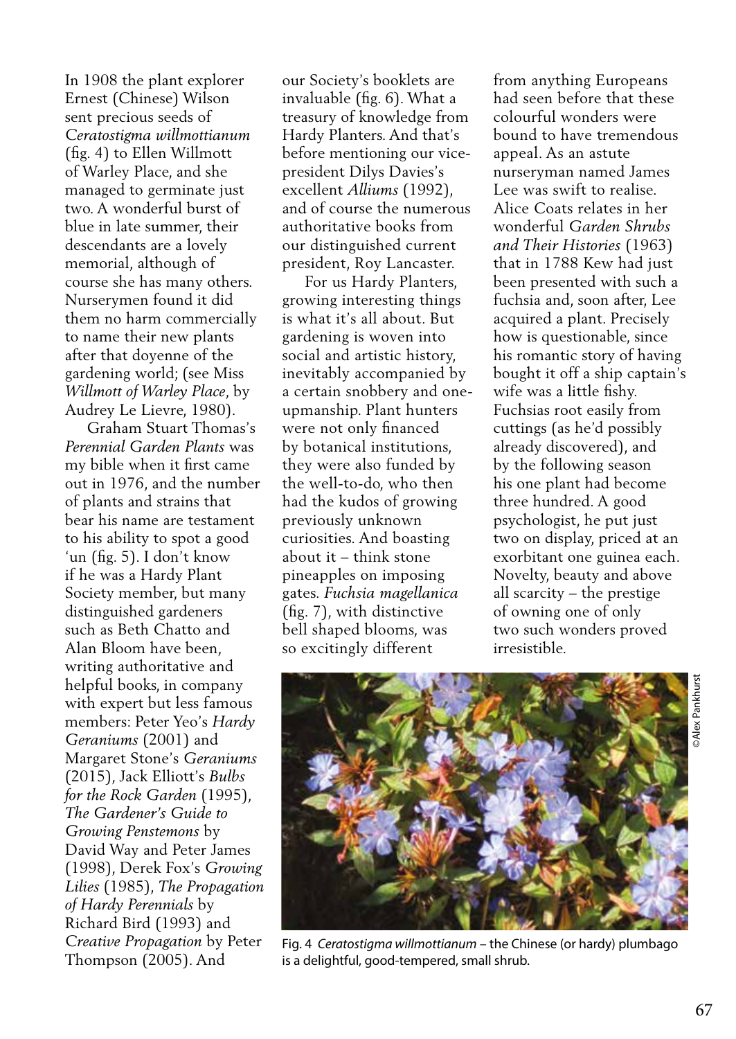In 1908 the plant explorer Ernest (Chinese) Wilson sent precious seeds of *Ceratostigma willmottianum* (fig. 4) to Ellen Willmott of Warley Place, and she managed to germinate just two. A wonderful burst of blue in late summer, their descendants are a lovely memorial, although of course she has many others. Nurserymen found it did them no harm commercially to name their new plants after that doyenne of the gardening world; (see Miss *Willmott of Warley Place*, by Audrey Le Lievre, 1980).

Graham Stuart Thomas's *Perennial Garden Plants* was my bible when it first came out in 1976, and the number of plants and strains that bear his name are testament to his ability to spot a good 'un (fig. 5). I don't know if he was a Hardy Plant Society member, but many distinguished gardeners such as Beth Chatto and Alan Bloom have been, writing authoritative and helpful books, in company with expert but less famous members: Peter Yeo's *Hardy Geraniums* (2001) and Margaret Stone's *Geraniums* (2015), Jack Elliott's *Bulbs for the Rock Garden* (1995), *The Gardener's Guide to Growing Penstemons* by David Way and Peter James (1998), Derek Fox's *Growing Lilies* (1985), *The Propagation of Hardy Perennials* by Richard Bird (1993) and *Creative Propagation* by Peter Thompson (2005). And our Society's booklets are invaluable (fig. 6). What a treasury of knowledge from Hardy Planters. And that's before mentioning our vice-president Dilys Davies's excellent *Alliums* (1992), and of course the numerous authoritative books from our distinguished current president, Roy Lancaster.

For us Hardy Planters, growing interesting things is what it's all about. But gardening is woven into social and artistic history, inevitably accompanied by a certain snobbery and one-upmanship. Plant hunters were not only financed by botanical institutions, they were also funded by the well-to-do, who then had the kudos of growing previously unknown curiosities. And boasting about it – think stone pineapples on imposing gates. *Fuchsia magellanica* (fig. 7), with distinctive bell shaped blooms, was so excitingly different from anything Europeans had seen before that these colourful wonders were bound to have tremendous appeal. As an astute nurseryman named James Lee was swift to realise. Alice Coats relates in her wonderful *Garden Shrubs and Their Histories* (1963) that in 1788 Kew had just been presented with such a fuchsia and, soon after, Lee acquired a plant. Precisely how is questionable, since his romantic story of having bought it off a ship captain's wife was a little fishy. Fuchsias root easily from cuttings (as he'd possibly already discovered), and by the following season his one plant had become three hundred. A good psychologist, he put just two on display, priced at an exorbitant one guinea each. Novelty, beauty and above all scarcity – the prestige of owning one of only two such wonders proved irresistible.

©Alex Pankhurst

Fig. 4 *Ceratostigma willmottianum* – the Chinese (or hardy) plumbago is a delightful, good-tempered, small shrub.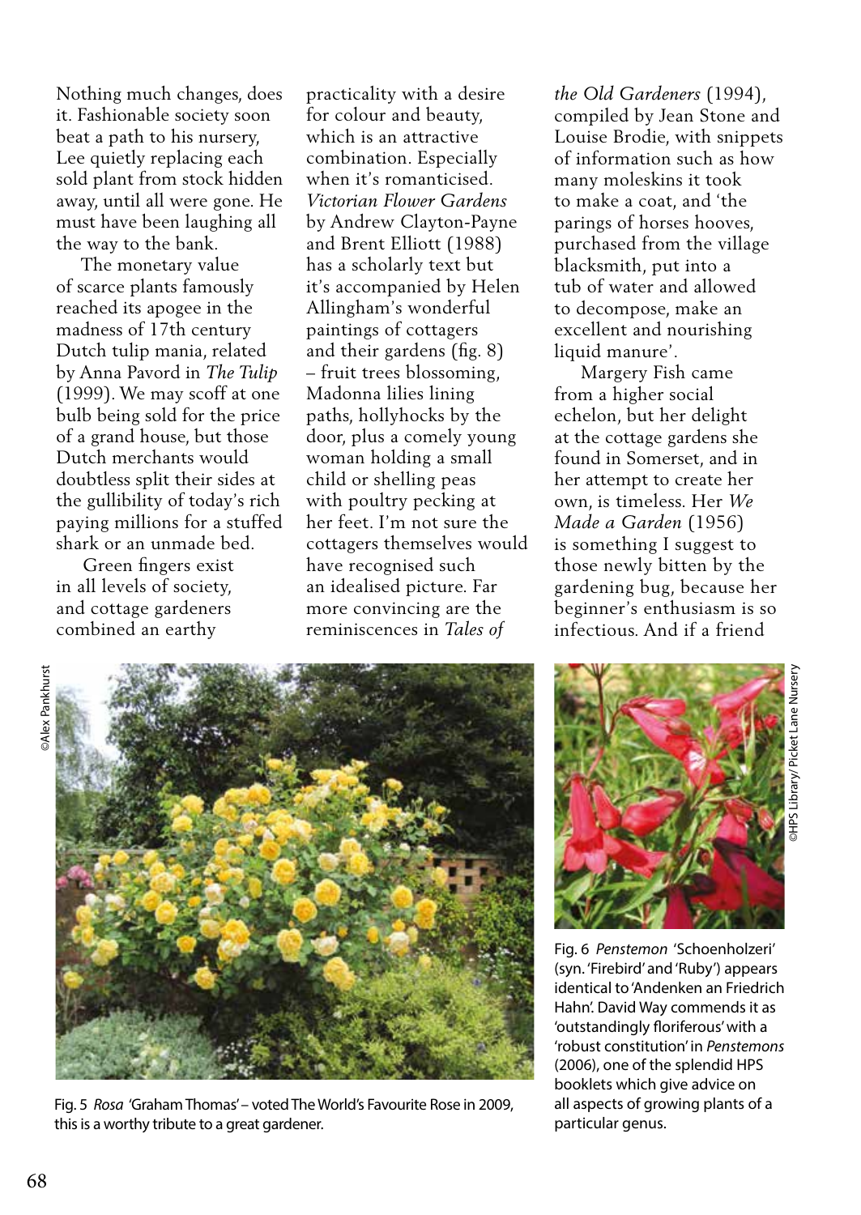Nothing much changes, does it. Fashionable society soon beat a path to his nursery, Lee quietly replacing each sold plant from stock hidden away, until all were gone. He must have been laughing all the way to the bank.

The monetary value of scarce plants famously reached its apogee in the madness of 17th century Dutch tulip mania, related by Anna Pavord in *The Tulip* (1999). We may scoff at one bulb being sold for the price of a grand house, but those Dutch merchants would doubtless split their sides at the gullibility of today's rich paying millions for a stuffed shark or an unmade bed.

Green fingers exist in all levels of society, and cottage gardeners combined an earthy practicality with a desire for colour and beauty, which is an attractive combination. Especially when it's romanticised. *Victorian Flower Gardens* by Andrew Clayton-Payne and Brent Elliott (1988) has a scholarly text but it's accompanied by Helen Allingham's wonderful paintings of cottagers and their gardens (fig. 8) – fruit trees blossoming, Madonna lilies lining paths, hollyhocks by the door, plus a comely young woman holding a small child or shelling peas with poultry pecking at her feet. I'm not sure the cottagers themselves would have recognised such an idealised picture. Far more convincing are the reminiscences in *Tales of the Old Gardeners* (1994), compiled by Jean Stone and Louise Brodie, with snippets of information such as how many moleskins it took to make a coat, and 'the parings of horses hooves, purchased from the village blacksmith, put into a tub of water and allowed to decompose, make an excellent and nourishing liquid manure'.

Margery Fish came from a higher social echelon, but her delight at the cottage gardens she found in Somerset, and in her attempt to create her own, is timeless. Her *We Made a Garden* (1956) is something I suggest to those newly bitten by the gardening bug, because her beginner's enthusiasm is so infectious. And if a friend

©Alex Pankhurst

Fig. 5 *Rosa* 'Graham Thomas' – voted The World's Favourite Rose in 2009, this is a worthy tribute to a great gardener.

©HPS Library/ Picket Lane Nursery

Fig. 6 *Penstemon* 'Schoenholzeri' (syn. 'Firebird' and 'Ruby') appears identical to 'Andenken an Friedrich Hahn'. David Way commends it as 'outstandingly floriferous' with a 'robust constitution' in *Penstemons* (2006), one of the splendid HPS booklets which give advice on all aspects of growing plants of a particular genus.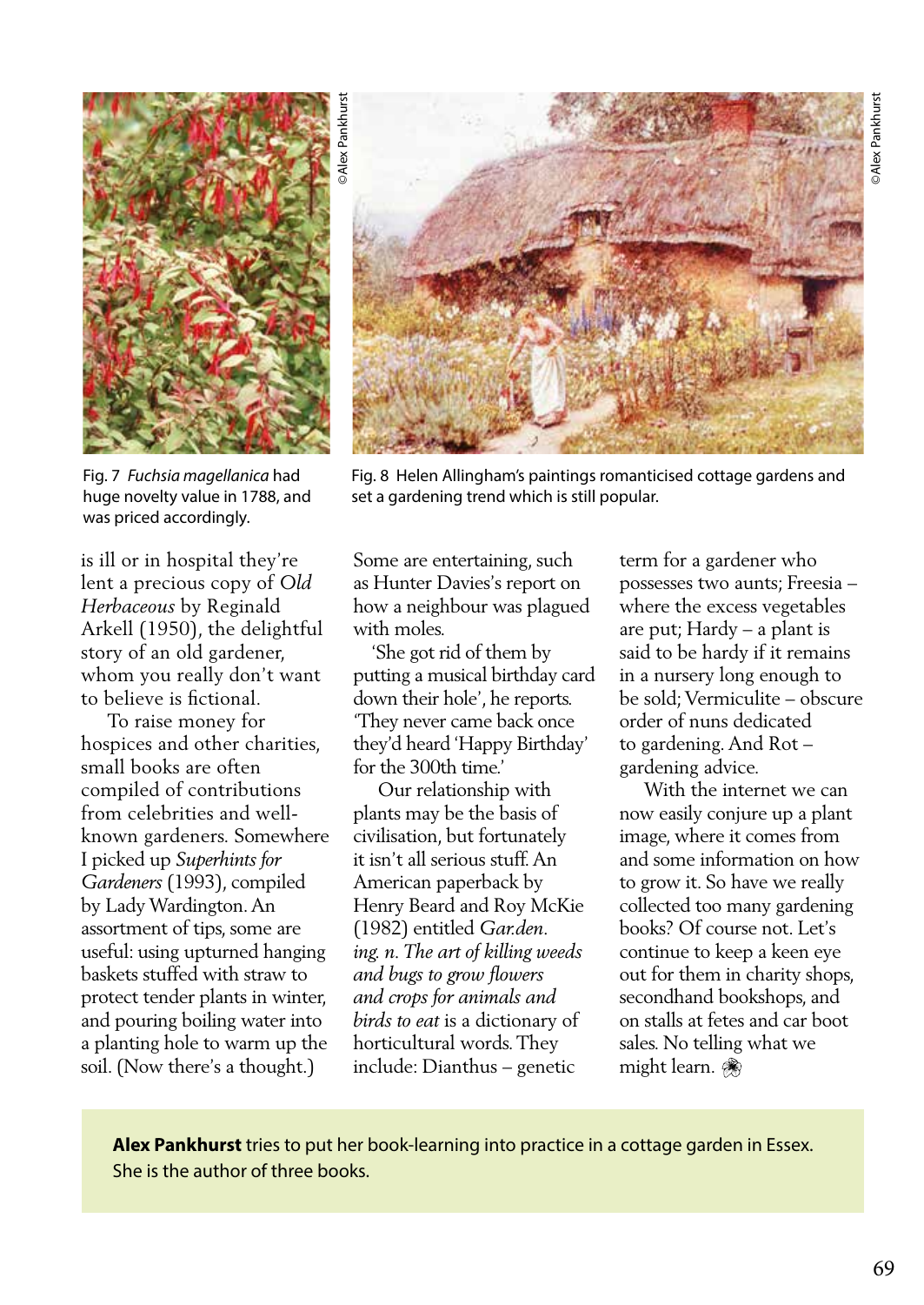Fig. 7 *Fuchsia magellanica* had huge novelty value in 1788, and was priced accordingly.

©Alex Pankhurst

Fig. 8 Helen Allingham's paintings romanticised cottage gardens and set a gardening trend which is still popular.

©Alex Pankhurst

is ill or in hospital they're lent a precious copy of *Old Herbaceous* by Reginald Arkell (1950), the delightful story of an old gardener, whom you really don't want to believe is fictional.

To raise money for hospices and other charities, small books are often compiled of contributions from celebrities and well-known gardeners. Somewhere I picked up *Superhints for Gardeners* (1993), compiled by Lady Wardington. An assortment of tips, some are useful: using upturned hanging baskets stuffed with straw to protect tender plants in winter, and pouring boiling water into a planting hole to warm up the soil. (Now there's a thought.)

Some are entertaining, such as Hunter Davies's report on how a neighbour was plagued with moles.

'She got rid of them by putting a musical birthday card down their hole', he reports. 'They never came back once they'd heard 'Happy Birthday' for the 300th time.'

Our relationship with plants may be the basis of civilisation, but fortunately it isn't all serious stuff. An American paperback by Henry Beard and Roy McKie (1982) entitled *Gar.den. ing. n. The art of killing weeds and bugs to grow flowers and crops for animals and birds to eat* is a dictionary of horticultural words. They include: Dianthus – genetic term for a gardener who possesses two aunts; Freesia – where the excess vegetables are put; Hardy – a plant is said to be hardy if it remains in a nursery long enough to be sold; Vermiculite – obscure order of nuns dedicated to gardening. And Rot – gardening advice.

With the internet we can now easily conjure up a plant image, where it comes from and some information on how to grow it. So have we really collected too many gardening books? Of course not. Let's continue to keep a keen eye out for them in charity shops, secondhand bookshops, and on stalls at fetes and car boot sales. No telling what we might learn.

**Alex Pankhurst** tries to put her book-learning into practice in a cottage garden in Essex. She is the author of three books.